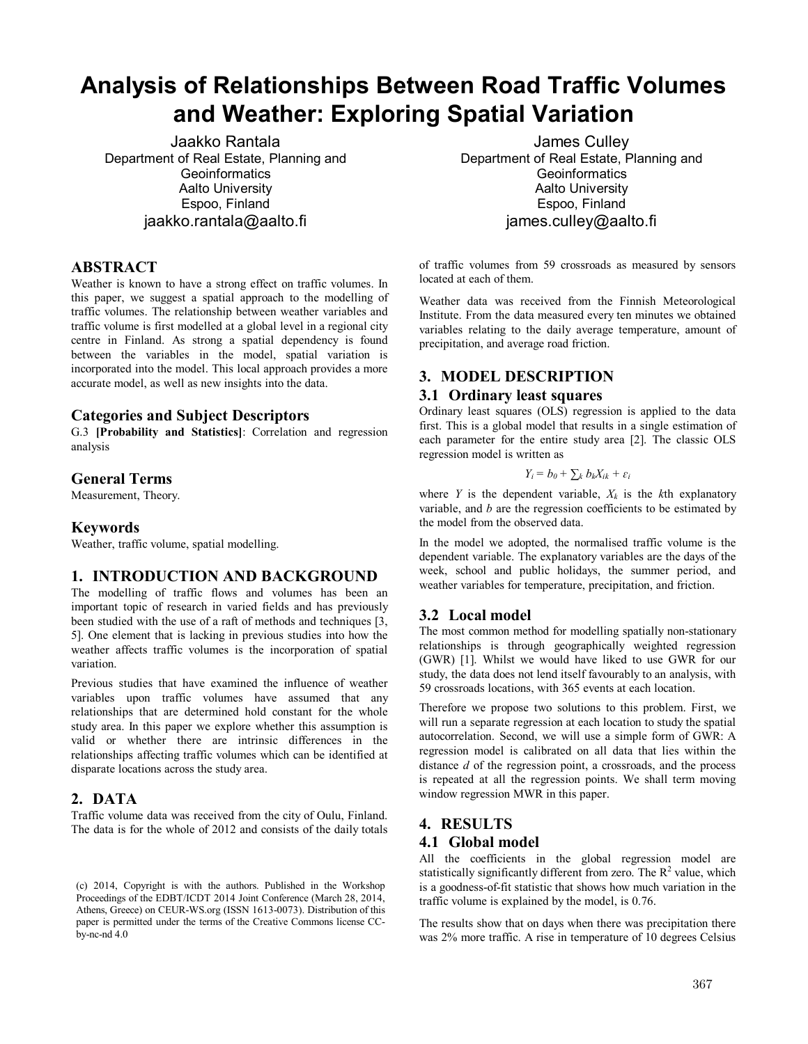# Analysis of Relationships Between Road Traffic Volumes and Weather: Exploring Spatial Variation

Jaakko Rantala
Department of Real Estate, Planning and Geoinformatics
Aalto University
Espoo, Finland
jaakko.rantala@aalto.fi

James Culley
Department of Real Estate, Planning and Geoinformatics
Aalto University
Espoo, Finland
james.culley@aalto.fi

## ABSTRACT

Weather is known to have a strong effect on traffic volumes. In this paper, we suggest a spatial approach to the modelling of traffic volumes. The relationship between weather variables and traffic volume is first modelled at a global level in a regional city centre in Finland. As strong a spatial dependency is found between the variables in the model, spatial variation is incorporated into the model. This local approach provides a more accurate model, as well as new insights into the data.

## Categories and Subject Descriptors

G.3 **[Probability and Statistics]**: Correlation and regression analysis

## General Terms

Measurement, Theory.

## Keywords

Weather, traffic volume, spatial modelling.

## 1. INTRODUCTION AND BACKGROUND

The modelling of traffic flows and volumes has been an important topic of research in varied fields and has previously been studied with the use of a raft of methods and techniques [3, 5]. One element that is lacking in previous studies into how the weather affects traffic volumes is the incorporation of spatial variation.

Previous studies that have examined the influence of weather variables upon traffic volumes have assumed that any relationships that are determined hold constant for the whole study area. In this paper we explore whether this assumption is valid or whether there are intrinsic differences in the relationships affecting traffic volumes which can be identified at disparate locations across the study area.

## 2. DATA

Traffic volume data was received from the city of Oulu, Finland. The data is for the whole of 2012 and consists of the daily totals of traffic volumes from 59 crossroads as measured by sensors located at each of them.

Weather data was received from the Finnish Meteorological Institute. From the data measured every ten minutes we obtained variables relating to the daily average temperature, amount of precipitation, and average road friction.

## 3. MODEL DESCRIPTION

### 3.1 Ordinary least squares

Ordinary least squares (OLS) regression is applied to the data first. This is a global model that results in a single estimation of each parameter for the entire study area [2]. The classic OLS regression model is written as

$$Y_i = b_0 + \sum_k b_k X_{ik} + \varepsilon_i$$

where $Y$ is the dependent variable, $X_k$ is the $k$th explanatory variable, and $b$ are the regression coefficients to be estimated by the model from the observed data.

In the model we adopted, the normalised traffic volume is the dependent variable. The explanatory variables are the days of the week, school and public holidays, the summer period, and weather variables for temperature, precipitation, and friction.

### 3.2 Local model

The most common method for modelling spatially non-stationary relationships is through geographically weighted regression (GWR) [1]. Whilst we would have liked to use GWR for our study, the data does not lend itself favourably to an analysis, with 59 crossroads locations, with 365 events at each location.

Therefore we propose two solutions to this problem. First, we will run a separate regression at each location to study the spatial autocorrelation. Second, we will use a simple form of GWR: A regression model is calibrated on all data that lies within the distance $d$ of the regression point, a crossroads, and the process is repeated at all the regression points. We shall term moving window regression MWR in this paper.

## 4. RESULTS

### 4.1 Global model

All the coefficients in the global regression model are statistically significantly different from zero. The $R^2$ value, which is a goodness-of-fit statistic that shows how much variation in the traffic volume is explained by the model, is 0.76.

The results show that on days when there was precipitation there was 2% more traffic. A rise in temperature of 10 degrees Celsius

(c) 2014, Copyright is with the authors. Published in the Workshop Proceedings of the EDBT/ICDT 2014 Joint Conference (March 28, 2014, Athens, Greece) on CEUR-WS.org (ISSN 1613-0073). Distribution of this paper is permitted under the terms of the Creative Commons license CC-by-nc-nd 4.0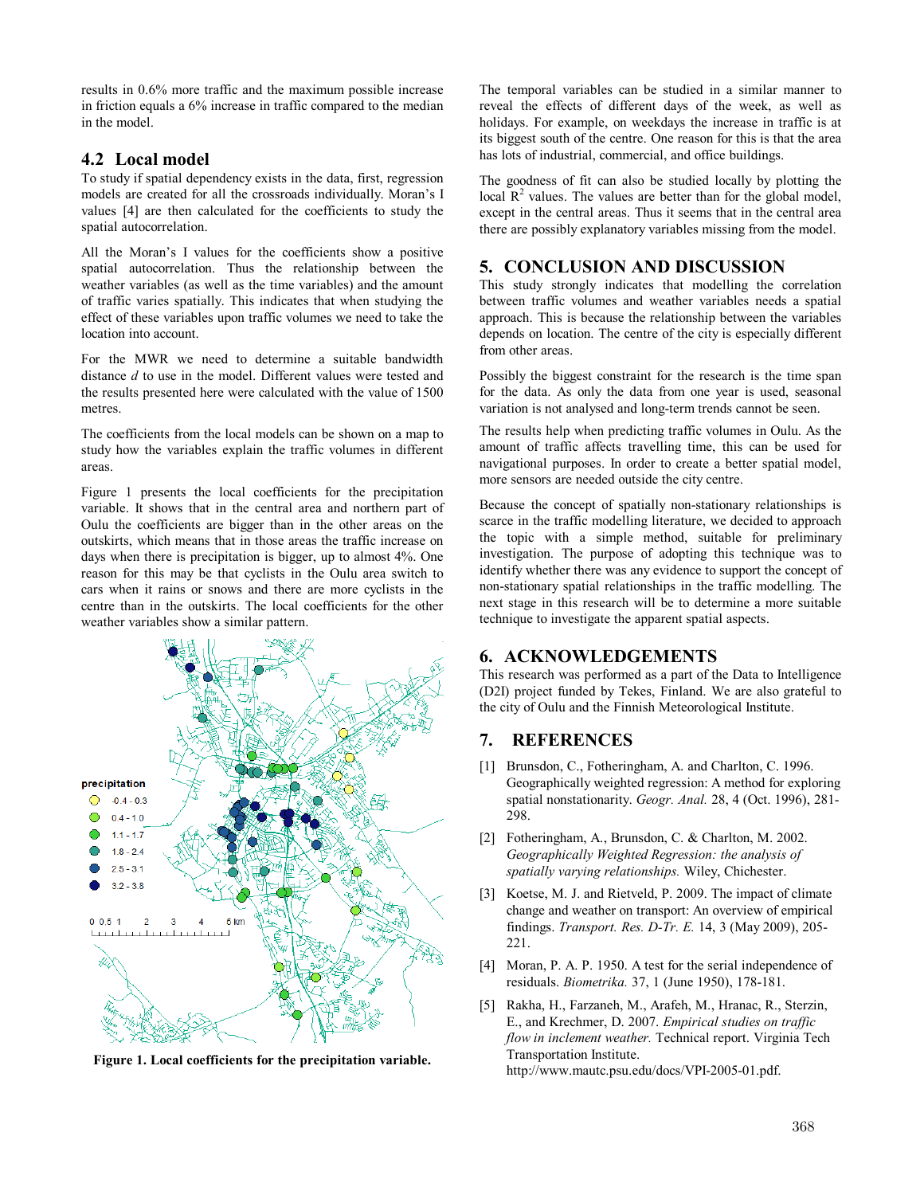results in 0.6% more traffic and the maximum possible increase in friction equals a 6% increase in traffic compared to the median in the model.

## 4.2 Local model

To study if spatial dependency exists in the data, first, regression models are created for all the crossroads individually. Moran's I values [4] are then calculated for the coefficients to study the spatial autocorrelation.

All the Moran's I values for the coefficients show a positive spatial autocorrelation. Thus the relationship between the weather variables (as well as the time variables) and the amount of traffic varies spatially. This indicates that when studying the effect of these variables upon traffic volumes we need to take the location into account.

For the MWR we need to determine a suitable bandwidth distance $d$ to use in the model. Different values were tested and the results presented here were calculated with the value of 1500 metres.

The coefficients from the local models can be shown on a map to study how the variables explain the traffic volumes in different areas.

Figure 1 presents the local coefficients for the precipitation variable. It shows that in the central area and northern part of Oulu the coefficients are bigger than in the other areas on the outskirts, which means that in those areas the traffic increase on days when there is precipitation is bigger, up to almost 4%. One reason for this may be that cyclists in the Oulu area switch to cars when it rains or snows and there are more cyclists in the centre than in the outskirts. The local coefficients for the other weather variables show a similar pattern.

precipitation
-0.4 - 0.3
0.4 - 1.0
1.1 - 1.7
1.8 - 2.4
2.5 - 3.1
3.2 - 3.8
0 0.5 1 2 3 4 5 km

**Figure 1. Local coefficients for the precipitation variable.**

The temporal variables can be studied in a similar manner to reveal the effects of different days of the week, as well as holidays. For example, on weekdays the increase in traffic is at its biggest south of the centre. One reason for this is that the area has lots of industrial, commercial, and office buildings.

The goodness of fit can also be studied locally by plotting the local $R^2$ values. The values are better than for the global model, except in the central areas. Thus it seems that in the central area there are possibly explanatory variables missing from the model.

# 5. CONCLUSION AND DISCUSSION

This study strongly indicates that modelling the correlation between traffic volumes and weather variables needs a spatial approach. This is because the relationship between the variables depends on location. The centre of the city is especially different from other areas.

Possibly the biggest constraint for the research is the time span for the data. As only the data from one year is used, seasonal variation is not analysed and long-term trends cannot be seen.

The results help when predicting traffic volumes in Oulu. As the amount of traffic affects travelling time, this can be used for navigational purposes. In order to create a better spatial model, more sensors are needed outside the city centre.

Because the concept of spatially non-stationary relationships is scarce in the traffic modelling literature, we decided to approach the topic with a simple method, suitable for preliminary investigation. The purpose of adopting this technique was to identify whether there was any evidence to support the concept of non-stationary spatial relationships in the traffic modelling. The next stage in this research will be to determine a more suitable technique to investigate the apparent spatial aspects.

# 6. ACKNOWLEDGEMENTS

This research was performed as a part of the Data to Intelligence (D2I) project funded by Tekes, Finland. We are also grateful to the city of Oulu and the Finnish Meteorological Institute.

# 7. REFERENCES

[1] Brunsdon, C., Fotheringham, A. and Charlton, C. 1996. Geographically weighted regression: A method for exploring spatial nonstationarity. *Geogr. Anal.* 28, 4 (Oct. 1996), 281-298.

[2] Fotheringham, A., Brunsdon, C. & Charlton, M. 2002. *Geographically Weighted Regression: the analysis of spatially varying relationships.* Wiley, Chichester.

[3] Koetse, M. J. and Rietveld, P. 2009. The impact of climate change and weather on transport: An overview of empirical findings. *Transport. Res. D-Tr. E.* 14, 3 (May 2009), 205-221.

[4] Moran, P. A. P. 1950. A test for the serial independence of residuals. *Biometrika.* 37, 1 (June 1950), 178-181.

[5] Rakha, H., Farzaneh, M., Arafeh, M., Hranac, R., Sterzin, E., and Krechmer, D. 2007. *Empirical studies on traffic flow in inclement weather.* Technical report. Virginia Tech Transportation Institute. http://www.mautc.psu.edu/docs/VPI-2005-01.pdf.